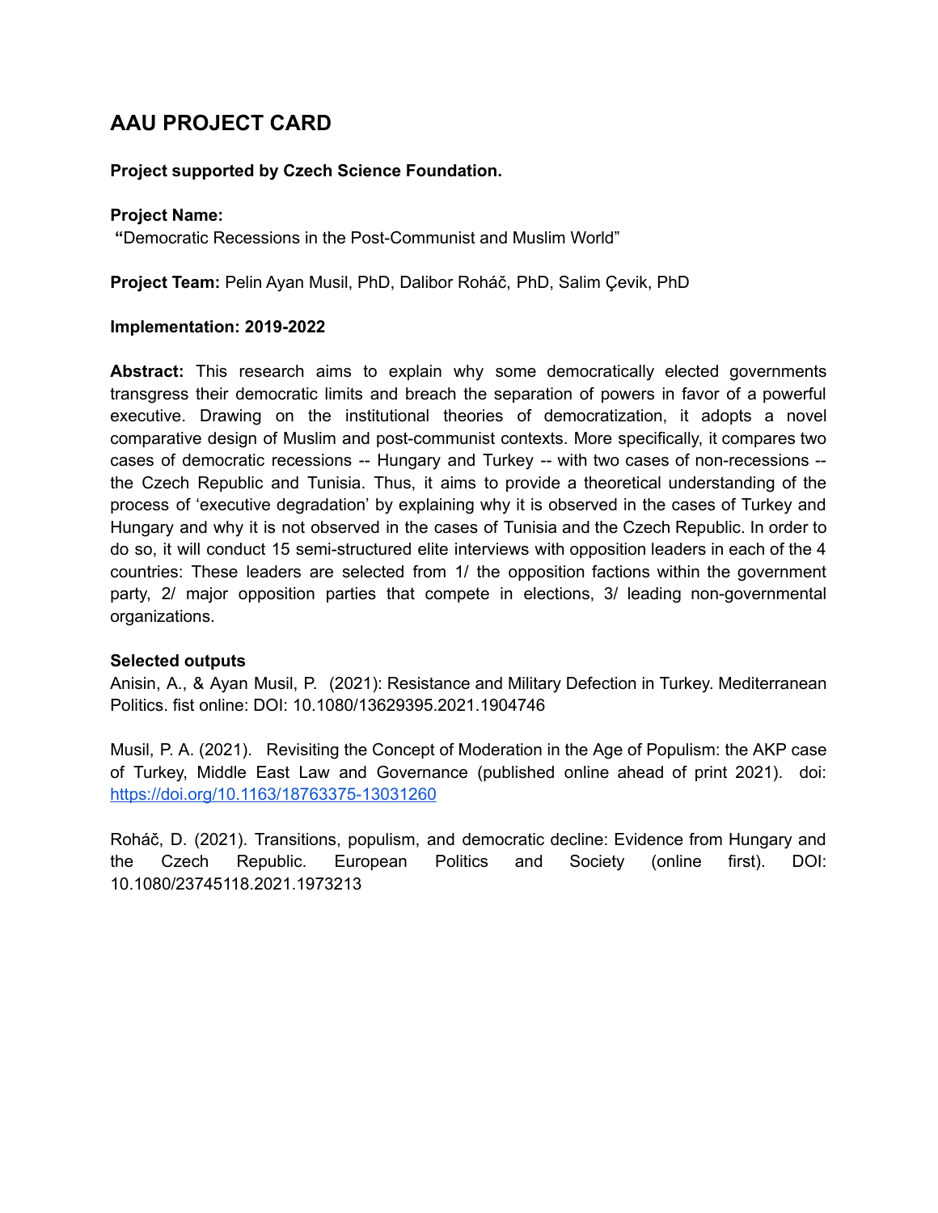# AAU PROJECT CARD

**Project supported by Czech Science Foundation.**

**Project Name:**
"Democratic Recessions in the Post-Communist and Muslim World"

**Project Team:** Pelin Ayan Musil, PhD, Dalibor Roháč, PhD, Salim Çevik, PhD

**Implementation: 2019-2022**

**Abstract:** This research aims to explain why some democratically elected governments transgress their democratic limits and breach the separation of powers in favor of a powerful executive. Drawing on the institutional theories of democratization, it adopts a novel comparative design of Muslim and post-communist contexts. More specifically, it compares two cases of democratic recessions -- Hungary and Turkey -- with two cases of non-recessions -- the Czech Republic and Tunisia. Thus, it aims to provide a theoretical understanding of the process of 'executive degradation' by explaining why it is observed in the cases of Turkey and Hungary and why it is not observed in the cases of Tunisia and the Czech Republic. In order to do so, it will conduct 15 semi-structured elite interviews with opposition leaders in each of the 4 countries: These leaders are selected from 1/ the opposition factions within the government party, 2/ major opposition parties that compete in elections, 3/ leading non-governmental organizations.

**Selected outputs**

Anisin, A., & Ayan Musil, P. (2021): Resistance and Military Defection in Turkey. Mediterranean Politics. fist online: DOI: 10.1080/13629395.2021.1904746

Musil, P. A. (2021). Revisiting the Concept of Moderation in the Age of Populism: the AKP case of Turkey, Middle East Law and Governance (published online ahead of print 2021). doi: https://doi.org/10.1163/18763375-13031260

Roháč, D. (2021). Transitions, populism, and democratic decline: Evidence from Hungary and the Czech Republic. European Politics and Society (online first). DOI: 10.1080/23745118.2021.1973213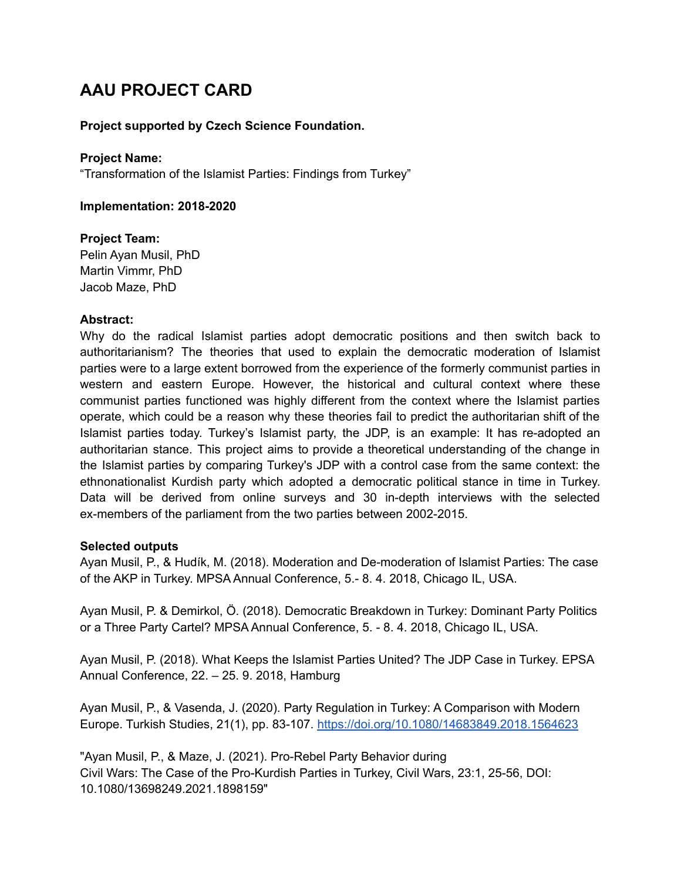# AAU PROJECT CARD

**Project supported by Czech Science Foundation.**

**Project Name:**
"Transformation of the Islamist Parties: Findings from Turkey"

**Implementation: 2018-2020**

**Project Team:**
Pelin Ayan Musil, PhD
Martin Vimmr, PhD
Jacob Maze, PhD

**Abstract:**
Why do the radical Islamist parties adopt democratic positions and then switch back to authoritarianism? The theories that used to explain the democratic moderation of Islamist parties were to a large extent borrowed from the experience of the formerly communist parties in western and eastern Europe. However, the historical and cultural context where these communist parties functioned was highly different from the context where the Islamist parties operate, which could be a reason why these theories fail to predict the authoritarian shift of the Islamist parties today. Turkey's Islamist party, the JDP, is an example: It has re-adopted an authoritarian stance. This project aims to provide a theoretical understanding of the change in the Islamist parties by comparing Turkey's JDP with a control case from the same context: the ethnonationalist Kurdish party which adopted a democratic political stance in time in Turkey. Data will be derived from online surveys and 30 in-depth interviews with the selected ex-members of the parliament from the two parties between 2002-2015.

**Selected outputs**
Ayan Musil, P., & Hudík, M. (2018). Moderation and De-moderation of Islamist Parties: The case of the AKP in Turkey. MPSA Annual Conference, 5.- 8. 4. 2018, Chicago IL, USA.

Ayan Musil, P. & Demirkol, Ö. (2018). Democratic Breakdown in Turkey: Dominant Party Politics or a Three Party Cartel? MPSA Annual Conference, 5. - 8. 4. 2018, Chicago IL, USA.

Ayan Musil, P. (2018). What Keeps the Islamist Parties United? The JDP Case in Turkey. EPSA Annual Conference, 22. – 25. 9. 2018, Hamburg

Ayan Musil, P., & Vasenda, J. (2020). Party Regulation in Turkey: A Comparison with Modern Europe. Turkish Studies, 21(1), pp. 83-107. https://doi.org/10.1080/14683849.2018.1564623

"Ayan Musil, P., & Maze, J. (2021). Pro-Rebel Party Behavior during Civil Wars: The Case of the Pro-Kurdish Parties in Turkey, Civil Wars, 23:1, 25-56, DOI: 10.1080/13698249.2021.1898159"